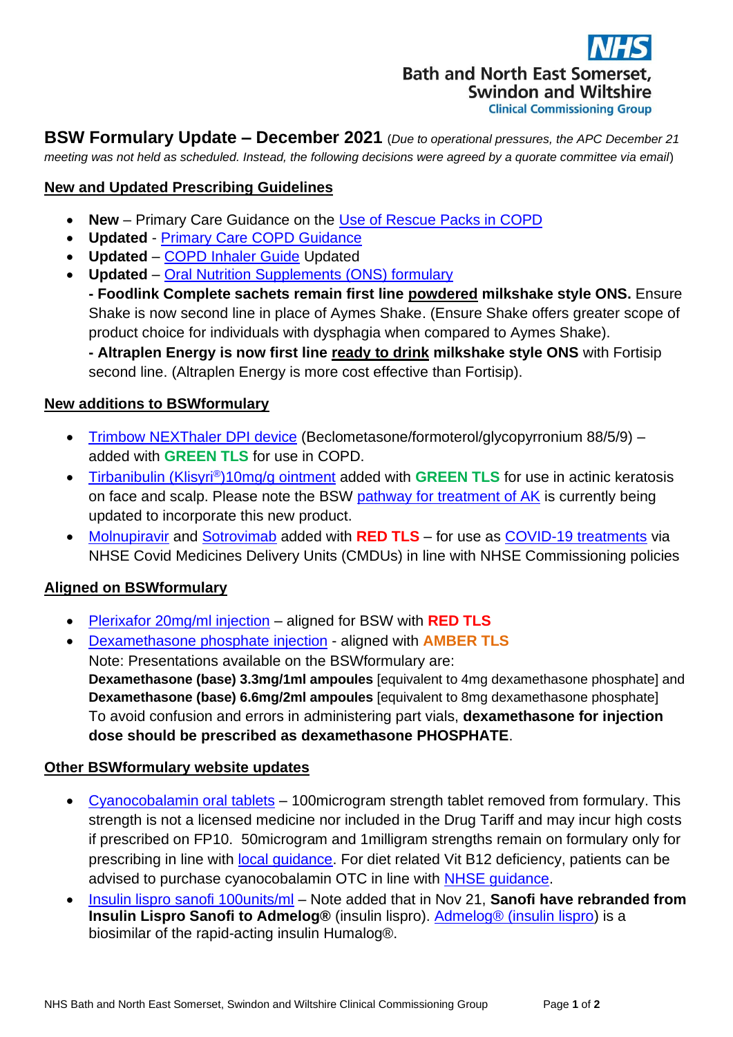NHS
Bath and North East Somerset, Swindon and Wiltshire
Clinical Commissioning Group

# BSW Formulary Update – December 2021

(*Due to operational pressures, the APC December 21 meeting was not held as scheduled. Instead, the following decisions were agreed by a quorate committee via email*)

## New and Updated Prescribing Guidelines

- **New** – Primary Care Guidance on the Use of Rescue Packs in COPD
- **Updated** - Primary Care COPD Guidance
- **Updated** – COPD Inhaler Guide Updated
- **Updated** – Oral Nutrition Supplements (ONS) formulary
  **- Foodlink Complete sachets remain first line powdered milkshake style ONS.** Ensure Shake is now second line in place of Aymes Shake. (Ensure Shake offers greater scope of product choice for individuals with dysphagia when compared to Aymes Shake).
  **- Altraplen Energy is now first line ready to drink milkshake style ONS** with Fortisip second line. (Altraplen Energy is more cost effective than Fortisip).

## New additions to BSWformulary

- Trimbow NEXThaler DPI device (Beclometasone/formoterol/glycopyrronium 88/5/9) – added with **GREEN TLS** for use in COPD.
- Tirbanibulin (Klisyri®)10mg/g ointment added with **GREEN TLS** for use in actinic keratosis on face and scalp. Please note the BSW pathway for treatment of AK is currently being updated to incorporate this new product.
- Molnupiravir and Sotrovimab added with **RED TLS** – for use as COVID-19 treatments via NHSE Covid Medicines Delivery Units (CMDUs) in line with NHSE Commissioning policies

## Aligned on BSWformulary

- Plerixafor 20mg/ml injection – aligned for BSW with **RED TLS**
- Dexamethasone phosphate injection - aligned with **AMBER TLS**
  Note: Presentations available on the BSWformulary are:
  **Dexamethasone (base) 3.3mg/1ml ampoules** [equivalent to 4mg dexamethasone phosphate] and
  **Dexamethasone (base) 6.6mg/2ml ampoules** [equivalent to 8mg dexamethasone phosphate]
  To avoid confusion and errors in administering part vials, **dexamethasone for injection dose should be prescribed as dexamethasone PHOSPHATE**.

## Other BSWformulary website updates

- Cyanocobalamin oral tablets – 100microgram strength tablet removed from formulary. This strength is not a licensed medicine nor included in the Drug Tariff and may incur high costs if prescribed on FP10. 50microgram and 1milligram strengths remain on formulary only for prescribing in line with local guidance. For diet related Vit B12 deficiency, patients can be advised to purchase cyanocobalamin OTC in line with NHSE guidance.
- Insulin lispro sanofi 100units/ml – Note added that in Nov 21, **Sanofi have rebranded from Insulin Lispro Sanofi to Admelog®** (insulin lispro). Admelog® (insulin lispro) is a biosimilar of the rapid-acting insulin Humalog®.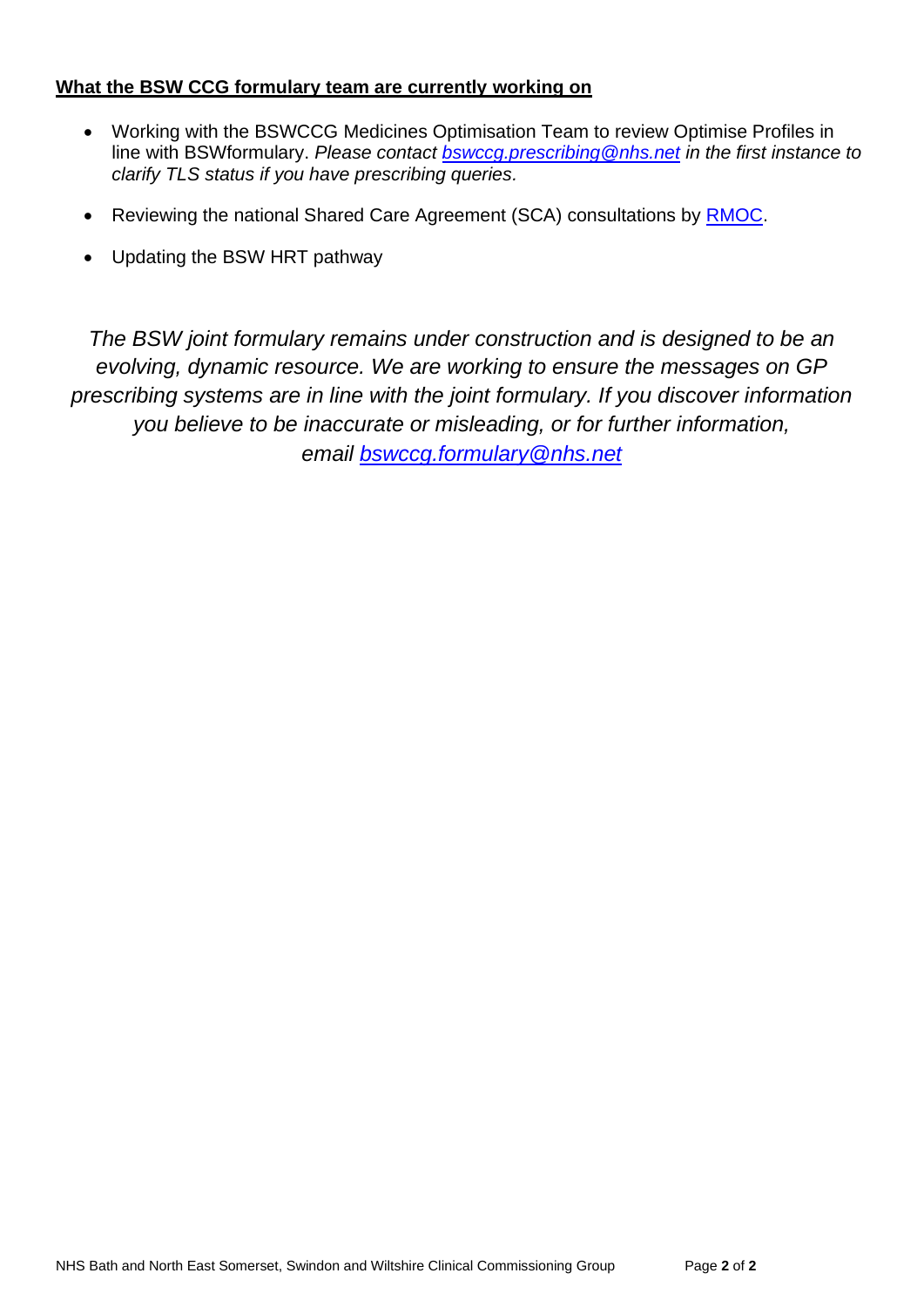**<u>What the BSW CCG formulary team are currently working on</u>**

- Working with the BSWCCG Medicines Optimisation Team to review Optimise Profiles in line with BSWformulary. *Please contact [bswccg.prescribing@nhs.net](mailto:bswccg.prescribing@nhs.net) in the first instance to clarify TLS status if you have prescribing queries.*
- Reviewing the national Shared Care Agreement (SCA) consultations by [RMOC](RMOC).
- Updating the BSW HRT pathway

*The BSW joint formulary remains under construction and is designed to be an evolving, dynamic resource. We are working to ensure the messages on GP prescribing systems are in line with the joint formulary. If you discover information you believe to be inaccurate or misleading, or for further information, email [bswccg.formulary@nhs.net](mailto:bswccg.formulary@nhs.net)*